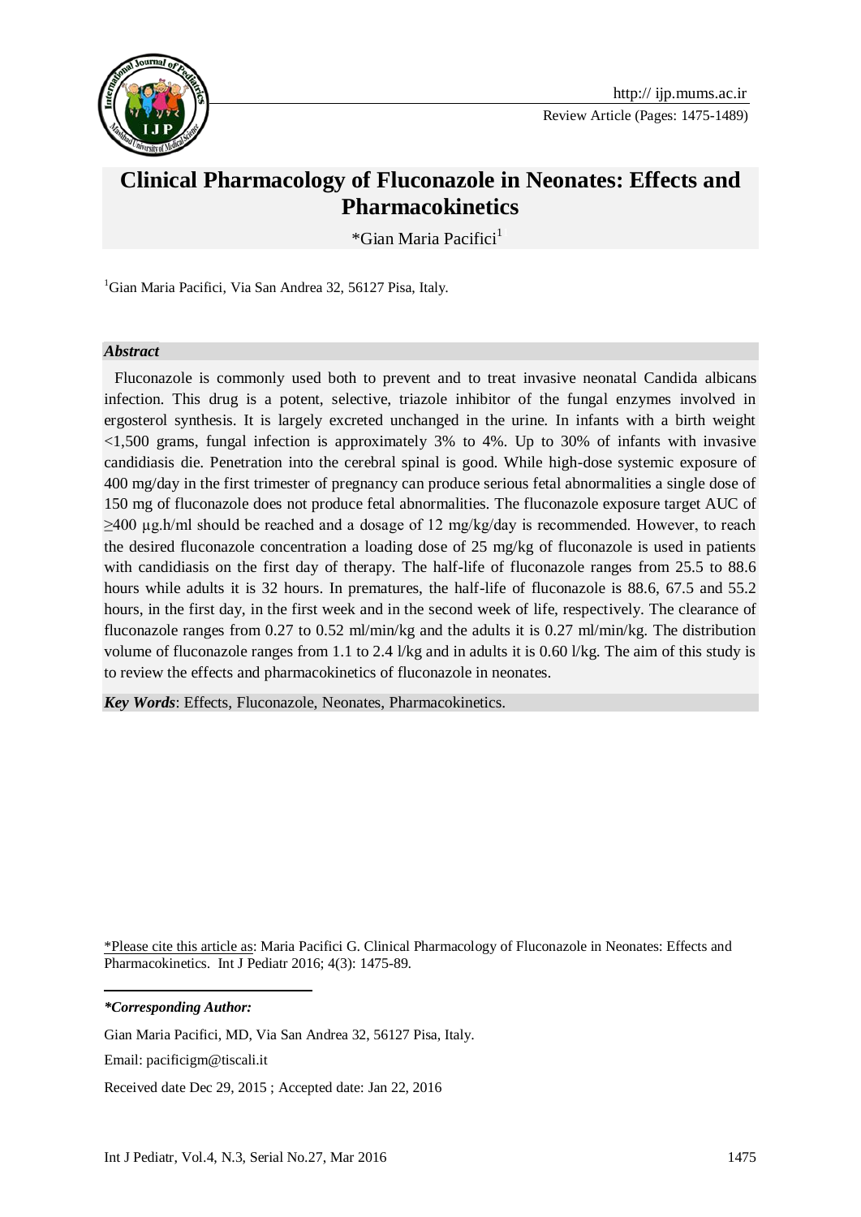Review Article (Pages: 1475-1489)

# Clinical Pharmacology of Fluconazole in Neonates: Effects and Pharmacokinetics

*Gian Maria Pacifici[1]

[1]Gian Maria Pacifici, Via San Andrea 32, 56127 Pisa, Italy.

***Abstract***

Fluconazole is commonly used both to prevent and to treat invasive neonatal Candida albicans infection. This drug is a potent, selective, triazole inhibitor of the fungal enzymes involved in ergosterol synthesis. It is largely excreted unchanged in the urine. In infants with a birth weight <1,500 grams, fungal infection is approximately 3% to 4%. Up to 30% of infants with invasive candidiasis die. Penetration into the cerebral spinal is good. While high-dose systemic exposure of 400 mg/day in the first trimester of pregnancy can produce serious fetal abnormalities a single dose of 150 mg of fluconazole does not produce fetal abnormalities. The fluconazole exposure target AUC of ≥400 µg.h/ml should be reached and a dosage of 12 mg/kg/day is recommended. However, to reach the desired fluconazole concentration a loading dose of 25 mg/kg of fluconazole is used in patients with candidiasis on the first day of therapy. The half-life of fluconazole ranges from 25.5 to 88.6 hours while adults it is 32 hours. In prematures, the half-life of fluconazole is 88.6, 67.5 and 55.2 hours, in the first day, in the first week and in the second week of life, respectively. The clearance of fluconazole ranges from 0.27 to 0.52 ml/min/kg and the adults it is 0.27 ml/min/kg. The distribution volume of fluconazole ranges from 1.1 to 2.4 l/kg and in adults it is 0.60 l/kg. The aim of this study is to review the effects and pharmacokinetics of fluconazole in neonates.

***Key Words***: Effects, Fluconazole, Neonates, Pharmacokinetics.

*Please cite this article as: Maria Pacifici G. Clinical Pharmacology of Fluconazole in Neonates: Effects and Pharmacokinetics. Int J Pediatr 2016; 4(3): 1475-89.

***\*Corresponding Author:***

Gian Maria Pacifici, MD, Via San Andrea 32, 56127 Pisa, Italy.

Email: pacificigm@tiscali.it

Received date Dec 29, 2015 ; Accepted date: Jan 22, 2016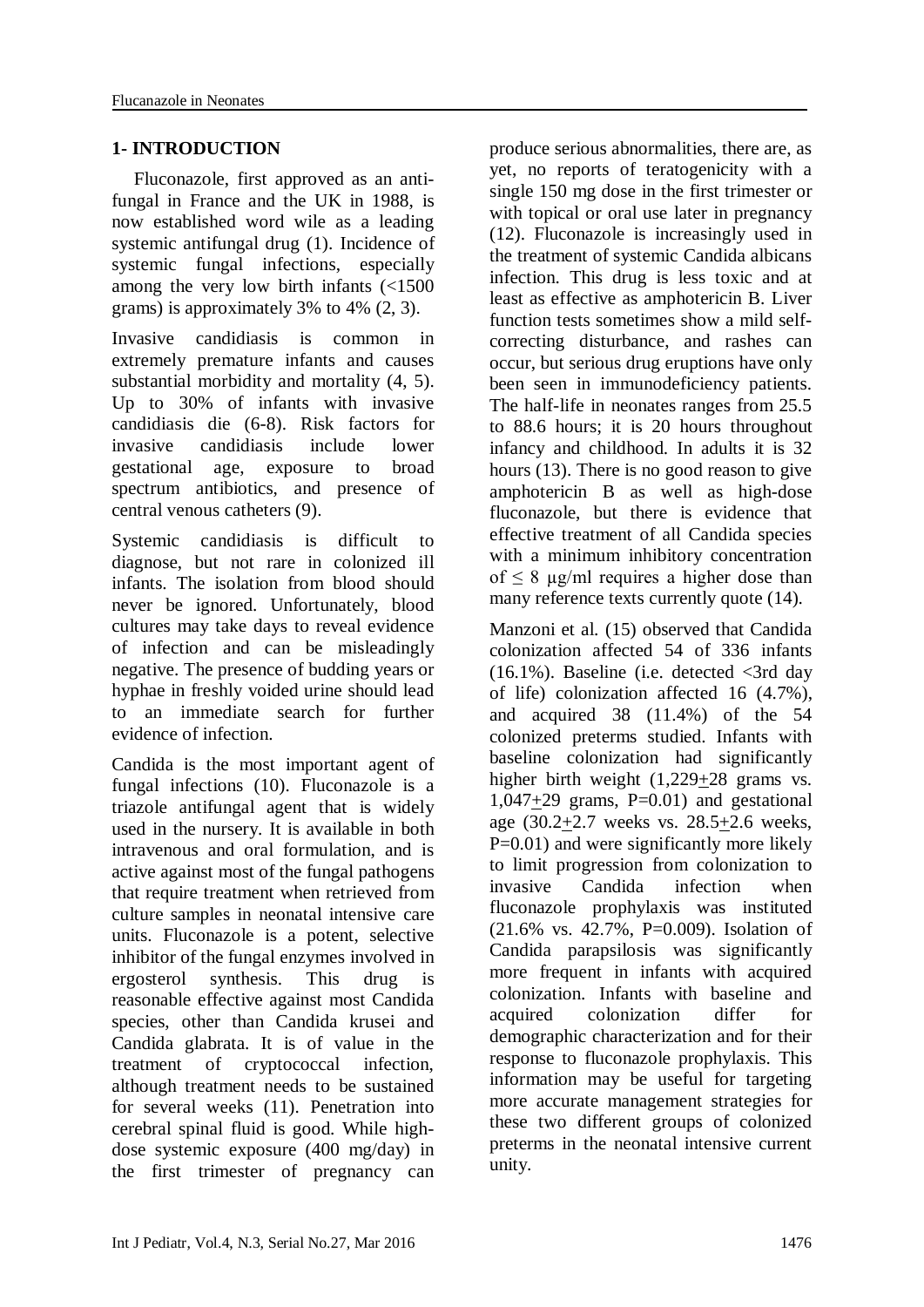## 1- INTRODUCTION

Fluconazole, first approved as an anti-fungal in France and the UK in 1988, is now established word wile as a leading systemic antifungal drug (1). Incidence of systemic fungal infections, especially among the very low birth infants (<1500 grams) is approximately 3% to 4% (2, 3).

Invasive candidiasis is common in extremely premature infants and causes substantial morbidity and mortality (4, 5). Up to 30% of infants with invasive candidiasis die (6-8). Risk factors for invasive candidiasis include lower gestational age, exposure to broad spectrum antibiotics, and presence of central venous catheters (9).

Systemic candidiasis is difficult to diagnose, but not rare in colonized ill infants. The isolation from blood should never be ignored. Unfortunately, blood cultures may take days to reveal evidence of infection and can be misleadingly negative. The presence of budding years or hyphae in freshly voided urine should lead to an immediate search for further evidence of infection.

Candida is the most important agent of fungal infections (10). Fluconazole is a triazole antifungal agent that is widely used in the nursery. It is available in both intravenous and oral formulation, and is active against most of the fungal pathogens that require treatment when retrieved from culture samples in neonatal intensive care units. Fluconazole is a potent, selective inhibitor of the fungal enzymes involved in ergosterol synthesis. This drug is reasonable effective against most Candida species, other than Candida krusei and Candida glabrata. It is of value in the treatment of cryptococcal infection, although treatment needs to be sustained for several weeks (11). Penetration into cerebral spinal fluid is good. While high-dose systemic exposure (400 mg/day) in the first trimester of pregnancy can produce serious abnormalities, there are, as yet, no reports of teratogenicity with a single 150 mg dose in the first trimester or with topical or oral use later in pregnancy (12). Fluconazole is increasingly used in the treatment of systemic Candida albicans infection. This drug is less toxic and at least as effective as amphotericin B. Liver function tests sometimes show a mild self-correcting disturbance, and rashes can occur, but serious drug eruptions have only been seen in immunodeficiency patients. The half-life in neonates ranges from 25.5 to 88.6 hours; it is 20 hours throughout infancy and childhood. In adults it is 32 hours (13). There is no good reason to give amphotericin B as well as high-dose fluconazole, but there is evidence that effective treatment of all Candida species with a minimum inhibitory concentration of ≤ 8 µg/ml requires a higher dose than many reference texts currently quote (14).

Manzoni et al. (15) observed that Candida colonization affected 54 of 336 infants (16.1%). Baseline (i.e. detected <3rd day of life) colonization affected 16 (4.7%), and acquired 38 (11.4%) of the 54 colonized preterms studied. Infants with baseline colonization had significantly higher birth weight (1,229±28 grams vs. 1,047±29 grams, P=0.01) and gestational age (30.2±2.7 weeks vs. 28.5±2.6 weeks, P=0.01) and were significantly more likely to limit progression from colonization to invasive Candida infection when fluconazole prophylaxis was instituted (21.6% vs. 42.7%, P=0.009). Isolation of Candida parapsilosis was significantly more frequent in infants with acquired colonization. Infants with baseline and acquired colonization differ for demographic characterization and for their response to fluconazole prophylaxis. This information may be useful for targeting more accurate management strategies for these two different groups of colonized preterms in the neonatal intensive current unity.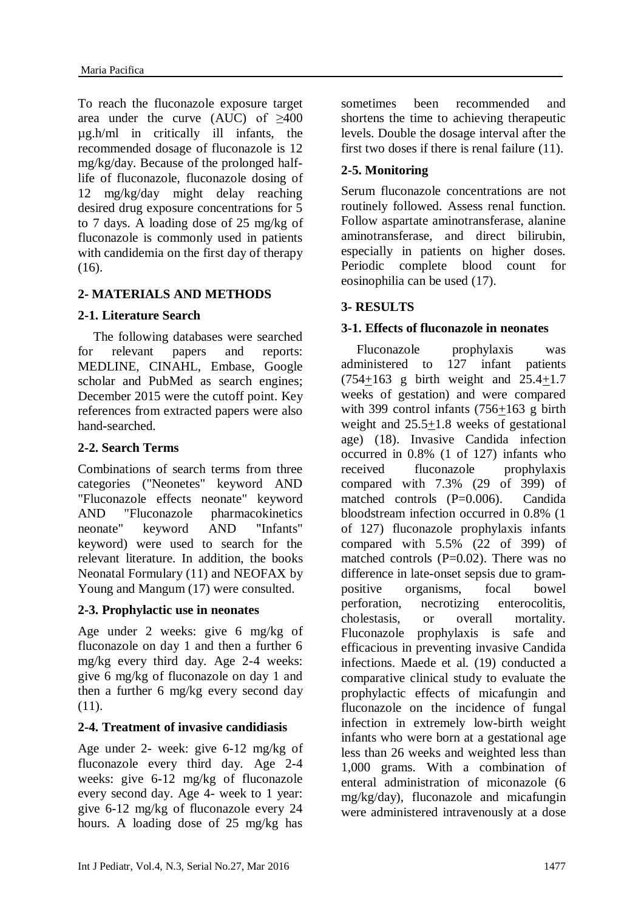To reach the fluconazole exposure target area under the curve (AUC) of ≥400 μg.h/ml in critically ill infants, the recommended dosage of fluconazole is 12 mg/kg/day. Because of the prolonged half-life of fluconazole, fluconazole dosing of 12 mg/kg/day might delay reaching desired drug exposure concentrations for 5 to 7 days. A loading dose of 25 mg/kg of fluconazole is commonly used in patients with candidemia on the first day of therapy (16).

## 2- MATERIALS AND METHODS

### 2-1. Literature Search

The following databases were searched for relevant papers and reports: MEDLINE, CINAHL, Embase, Google scholar and PubMed as search engines; December 2015 were the cutoff point. Key references from extracted papers were also hand-searched.

### 2-2. Search Terms

Combinations of search terms from three categories ("Neonetes" keyword AND "Fluconazole effects neonate" keyword AND "Fluconazole pharmacokinetics neonate" keyword AND "Infants" keyword) were used to search for the relevant literature. In addition, the books Neonatal Formulary (11) and NEOFAX by Young and Mangum (17) were consulted.

### 2-3. Prophylactic use in neonates

Age under 2 weeks: give 6 mg/kg of fluconazole on day 1 and then a further 6 mg/kg every third day. Age 2-4 weeks: give 6 mg/kg of fluconazole on day 1 and then a further 6 mg/kg every second day (11).

### 2-4. Treatment of invasive candidiasis

Age under 2- week: give 6-12 mg/kg of fluconazole every third day. Age 2-4 weeks: give 6-12 mg/kg of fluconazole every second day. Age 4- week to 1 year: give 6-12 mg/kg of fluconazole every 24 hours. A loading dose of 25 mg/kg has sometimes been recommended and shortens the time to achieving therapeutic levels. Double the dosage interval after the first two doses if there is renal failure (11).

### 2-5. Monitoring

Serum fluconazole concentrations are not routinely followed. Assess renal function. Follow aspartate aminotransferase, alanine aminotransferase, and direct bilirubin, especially in patients on higher doses. Periodic complete blood count for eosinophilia can be used (17).

## 3- RESULTS

### 3-1. Effects of fluconazole in neonates

Fluconazole prophylaxis was administered to 127 infant patients (754±163 g birth weight and 25.4±1.7 weeks of gestation) and were compared with 399 control infants (756±163 g birth weight and 25.5±1.8 weeks of gestational age) (18). Invasive Candida infection occurred in 0.8% (1 of 127) infants who received fluconazole prophylaxis compared with 7.3% (29 of 399) of matched controls (P=0.006). Candida bloodstream infection occurred in 0.8% (1 of 127) fluconazole prophylaxis infants compared with 5.5% (22 of 399) of matched controls (P=0.02). There was no difference in late-onset sepsis due to gram-positive organisms, focal bowel perforation, necrotizing enterocolitis, cholestasis, or overall mortality. Fluconazole prophylaxis is safe and efficacious in preventing invasive Candida infections. Maede et al. (19) conducted a comparative clinical study to evaluate the prophylactic effects of micafungin and fluconazole on the incidence of fungal infection in extremely low-birth weight infants who were born at a gestational age less than 26 weeks and weighted less than 1,000 grams. With a combination of enteral administration of miconazole (6 mg/kg/day), fluconazole and micafungin were administered intravenously at a dose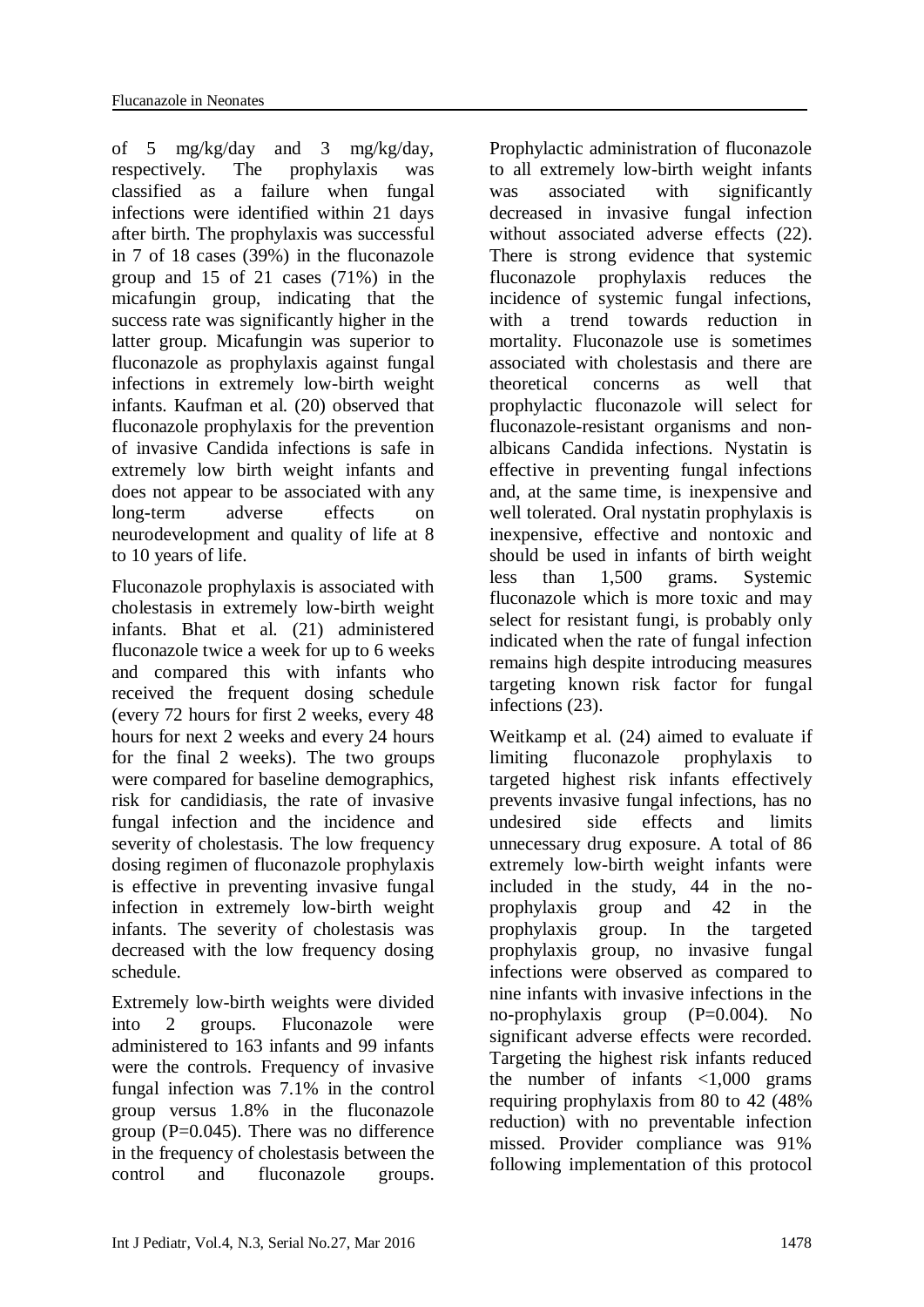of 5 mg/kg/day and 3 mg/kg/day, respectively. The prophylaxis was classified as a failure when fungal infections were identified within 21 days after birth. The prophylaxis was successful in 7 of 18 cases (39%) in the fluconazole group and 15 of 21 cases (71%) in the micafungin group, indicating that the success rate was significantly higher in the latter group. Micafungin was superior to fluconazole as prophylaxis against fungal infections in extremely low-birth weight infants. Kaufman et al. (20) observed that fluconazole prophylaxis for the prevention of invasive Candida infections is safe in extremely low birth weight infants and does not appear to be associated with any long-term adverse effects on neurodevelopment and quality of life at 8 to 10 years of life.

Fluconazole prophylaxis is associated with cholestasis in extremely low-birth weight infants. Bhat et al. (21) administered fluconazole twice a week for up to 6 weeks and compared this with infants who received the frequent dosing schedule (every 72 hours for first 2 weeks, every 48 hours for next 2 weeks and every 24 hours for the final 2 weeks). The two groups were compared for baseline demographics, risk for candidiasis, the rate of invasive fungal infection and the incidence and severity of cholestasis. The low frequency dosing regimen of fluconazole prophylaxis is effective in preventing invasive fungal infection in extremely low-birth weight infants. The severity of cholestasis was decreased with the low frequency dosing schedule.

Extremely low-birth weights were divided into 2 groups. Fluconazole were administered to 163 infants and 99 infants were the controls. Frequency of invasive fungal infection was 7.1% in the control group versus 1.8% in the fluconazole group (P=0.045). There was no difference in the frequency of cholestasis between the control and fluconazole groups. Prophylactic administration of fluconazole to all extremely low-birth weight infants was associated with significantly decreased in invasive fungal infection without associated adverse effects (22). There is strong evidence that systemic fluconazole prophylaxis reduces the incidence of systemic fungal infections, with a trend towards reduction in mortality. Fluconazole use is sometimes associated with cholestasis and there are theoretical concerns as well that prophylactic fluconazole will select for fluconazole-resistant organisms and non-albicans Candida infections. Nystatin is effective in preventing fungal infections and, at the same time, is inexpensive and well tolerated. Oral nystatin prophylaxis is inexpensive, effective and nontoxic and should be used in infants of birth weight less than 1,500 grams. Systemic fluconazole which is more toxic and may select for resistant fungi, is probably only indicated when the rate of fungal infection remains high despite introducing measures targeting known risk factor for fungal infections (23).

Weitkamp et al. (24) aimed to evaluate if limiting fluconazole prophylaxis to targeted highest risk infants effectively prevents invasive fungal infections, has no undesired side effects and limits unnecessary drug exposure. A total of 86 extremely low-birth weight infants were included in the study, 44 in the no-prophylaxis group and 42 in the prophylaxis group. In the targeted prophylaxis group, no invasive fungal infections were observed as compared to nine infants with invasive infections in the no-prophylaxis group (P=0.004). No significant adverse effects were recorded. Targeting the highest risk infants reduced the number of infants <1,000 grams requiring prophylaxis from 80 to 42 (48% reduction) with no preventable infection missed. Provider compliance was 91% following implementation of this protocol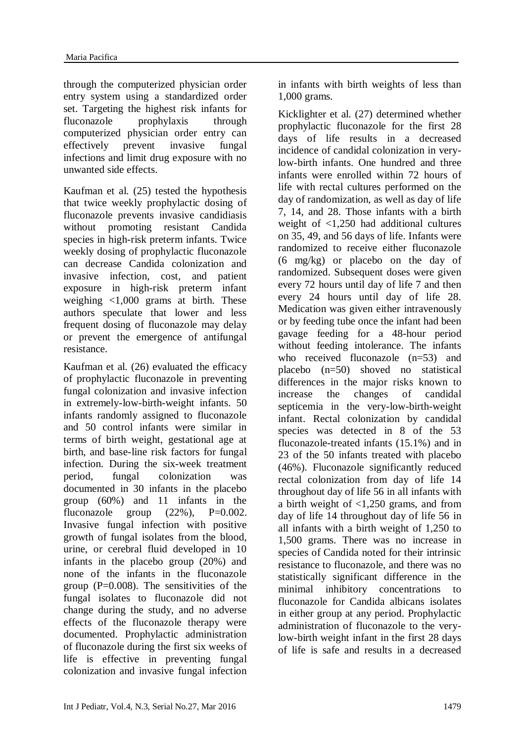through the computerized physician order entry system using a standardized order set. Targeting the highest risk infants for fluconazole prophylaxis through computerized physician order entry can effectively prevent invasive fungal infections and limit drug exposure with no unwanted side effects.

Kaufman et al. (25) tested the hypothesis that twice weekly prophylactic dosing of fluconazole prevents invasive candidiasis without promoting resistant Candida species in high-risk preterm infants. Twice weekly dosing of prophylactic fluconazole can decrease Candida colonization and invasive infection, cost, and patient exposure in high-risk preterm infant weighing <1,000 grams at birth. These authors speculate that lower and less frequent dosing of fluconazole may delay or prevent the emergence of antifungal resistance.

Kaufman et al. (26) evaluated the efficacy of prophylactic fluconazole in preventing fungal colonization and invasive infection in extremely-low-birth-weight infants. 50 infants randomly assigned to fluconazole and 50 control infants were similar in terms of birth weight, gestational age at birth, and base-line risk factors for fungal infection. During the six-week treatment period, fungal colonization was documented in 30 infants in the placebo group (60%) and 11 infants in the fluconazole group (22%), P=0.002. Invasive fungal infection with positive growth of fungal isolates from the blood, urine, or cerebral fluid developed in 10 infants in the placebo group (20%) and none of the infants in the fluconazole group (P=0.008). The sensitivities of the fungal isolates to fluconazole did not change during the study, and no adverse effects of the fluconazole therapy were documented. Prophylactic administration of fluconazole during the first six weeks of life is effective in preventing fungal colonization and invasive fungal infection in infants with birth weights of less than 1,000 grams.

Kicklighter et al. (27) determined whether prophylactic fluconazole for the first 28 days of life results in a decreased incidence of candidal colonization in very-low-birth infants. One hundred and three infants were enrolled within 72 hours of life with rectal cultures performed on the day of randomization, as well as day of life 7, 14, and 28. Those infants with a birth weight of <1,250 had additional cultures on 35, 49, and 56 days of life. Infants were randomized to receive either fluconazole (6 mg/kg) or placebo on the day of randomized. Subsequent doses were given every 72 hours until day of life 7 and then every 24 hours until day of life 28. Medication was given either intravenously or by feeding tube once the infant had been gavage feeding for a 48-hour period without feeding intolerance. The infants who received fluconazole (n=53) and placebo (n=50) shoved no statistical differences in the major risks known to increase the changes of candidal septicemia in the very-low-birth-weight infant. Rectal colonization by candidal species was detected in 8 of the 53 fluconazole-treated infants (15.1%) and in 23 of the 50 infants treated with placebo (46%). Fluconazole significantly reduced rectal colonization from day of life 14 throughout day of life 56 in all infants with a birth weight of <1,250 grams, and from day of life 14 throughout day of life 56 in all infants with a birth weight of 1,250 to 1,500 grams. There was no increase in species of Candida noted for their intrinsic resistance to fluconazole, and there was no statistically significant difference in the minimal inhibitory concentrations to fluconazole for Candida albicans isolates in either group at any period. Prophylactic administration of fluconazole to the very-low-birth weight infant in the first 28 days of life is safe and results in a decreased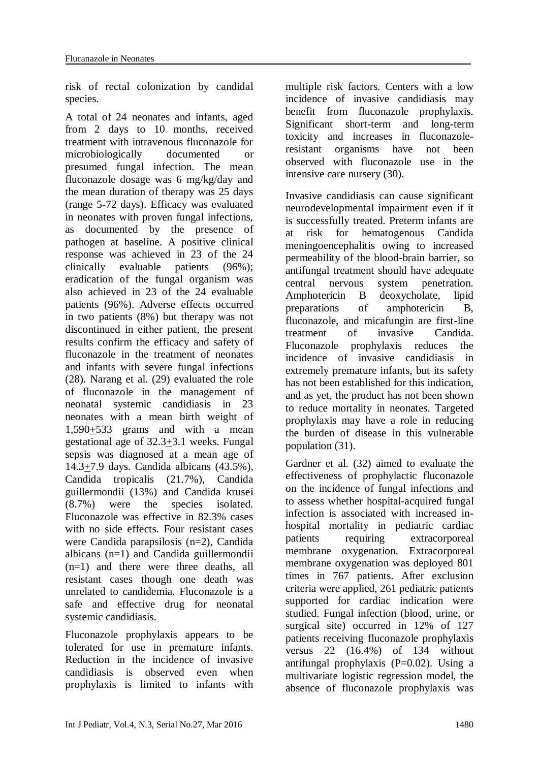risk of rectal colonization by candidal species.

A total of 24 neonates and infants, aged from 2 days to 10 months, received treatment with intravenous fluconazole for microbiologically documented or presumed fungal infection. The mean fluconazole dosage was 6 mg/kg/day and the mean duration of therapy was 25 days (range 5-72 days). Efficacy was evaluated in neonates with proven fungal infections, as documented by the presence of pathogen at baseline. A positive clinical response was achieved in 23 of the 24 clinically evaluable patients (96%); eradication of the fungal organism was also achieved in 23 of the 24 evaluable patients (96%). Adverse effects occurred in two patients (8%) but therapy was not discontinued in either patient, the present results confirm the efficacy and safety of fluconazole in the treatment of neonates and infants with severe fungal infections (28). Narang et al. (29) evaluated the role of fluconazole in the management of neonatal systemic candidiasis in 23 neonates with a mean birth weight of 1,590±533 grams and with a mean gestational age of 32.3±3.1 weeks. Fungal sepsis was diagnosed at a mean age of 14.3±7.9 days. Candida albicans (43.5%), Candida tropicalis (21.7%), Candida guillermondii (13%) and Candida krusei (8.7%) were the species isolated. Fluconazole was effective in 82.3% cases with no side effects. Four resistant cases were Candida parapsilosis (n=2), Candida albicans (n=1) and Candida guillermondii (n=1) and there were three deaths, all resistant cases though one death was unrelated to candidemia. Fluconazole is a safe and effective drug for neonatal systemic candidiasis.

Fluconazole prophylaxis appears to be tolerated for use in premature infants. Reduction in the incidence of invasive candidiasis is observed even when prophylaxis is limited to infants with multiple risk factors. Centers with a low incidence of invasive candidiasis may benefit from fluconazole prophylaxis. Significant short-term and long-term toxicity and increases in fluconazole-resistant organisms have not been observed with fluconazole use in the intensive care nursery (30).

Invasive candidiasis can cause significant neurodevelopmental impairment even if it is successfully treated. Preterm infants are at risk for hematogenous Candida meningoencephalitis owing to increased permeability of the blood-brain barrier, so antifungal treatment should have adequate central nervous system penetration. Amphotericin B deoxycholate, lipid preparations of amphotericin B, fluconazole, and micafungin are first-line treatment of invasive Candida. Fluconazole prophylaxis reduces the incidence of invasive candidiasis in extremely premature infants, but its safety has not been established for this indication, and as yet, the product has not been shown to reduce mortality in neonates. Targeted prophylaxis may have a role in reducing the burden of disease in this vulnerable population (31).

Gardner et al. (32) aimed to evaluate the effectiveness of prophylactic fluconazole on the incidence of fungal infections and to assess whether hospital-acquired fungal infection is associated with increased in-hospital mortality in pediatric cardiac patients requiring extracorporeal membrane oxygenation. Extracorporeal membrane oxygenation was deployed 801 times in 767 patients. After exclusion criteria were applied, 261 pediatric patients supported for cardiac indication were studied. Fungal infection (blood, urine, or surgical site) occurred in 12% of 127 patients receiving fluconazole prophylaxis versus 22 (16.4%) of 134 without antifungal prophylaxis (P=0.02). Using a multivariate logistic regression model, the absence of fluconazole prophylaxis was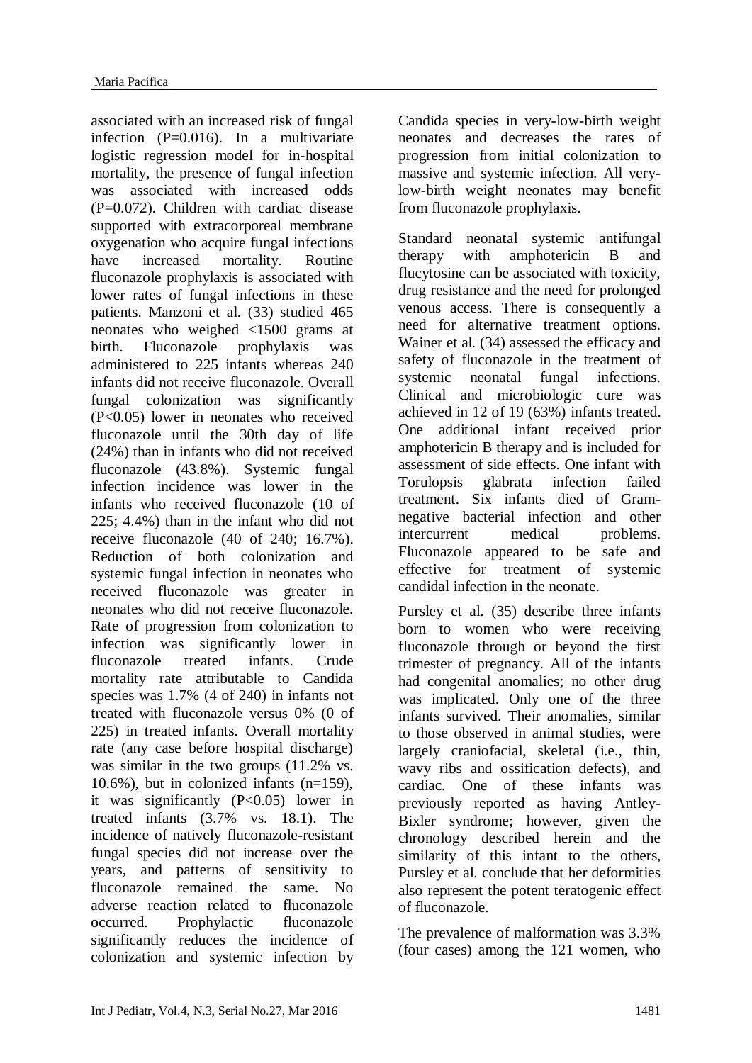associated with an increased risk of fungal infection (P=0.016). In a multivariate logistic regression model for in-hospital mortality, the presence of fungal infection was associated with increased odds (P=0.072). Children with cardiac disease supported with extracorporeal membrane oxygenation who acquire fungal infections have increased mortality. Routine fluconazole prophylaxis is associated with lower rates of fungal infections in these patients. Manzoni et al. (33) studied 465 neonates who weighed <1500 grams at birth. Fluconazole prophylaxis was administered to 225 infants whereas 240 infants did not receive fluconazole. Overall fungal colonization was significantly (P<0.05) lower in neonates who received fluconazole until the 30th day of life (24%) than in infants who did not received fluconazole (43.8%). Systemic fungal infection incidence was lower in the infants who received fluconazole (10 of 225; 4.4%) than in the infant who did not receive fluconazole (40 of 240; 16.7%). Reduction of both colonization and systemic fungal infection in neonates who received fluconazole was greater in neonates who did not receive fluconazole. Rate of progression from colonization to infection was significantly lower in fluconazole treated infants. Crude mortality rate attributable to Candida species was 1.7% (4 of 240) in infants not treated with fluconazole versus 0% (0 of 225) in treated infants. Overall mortality rate (any case before hospital discharge) was similar in the two groups (11.2% vs. 10.6%), but in colonized infants (n=159), it was significantly (P<0.05) lower in treated infants (3.7% vs. 18.1). The incidence of natively fluconazole-resistant fungal species did not increase over the years, and patterns of sensitivity to fluconazole remained the same. No adverse reaction related to fluconazole occurred. Prophylactic fluconazole significantly reduces the incidence of colonization and systemic infection by Candida species in very-low-birth weight neonates and decreases the rates of progression from initial colonization to massive and systemic infection. All very-low-birth weight neonates may benefit from fluconazole prophylaxis.

Standard neonatal systemic antifungal therapy with amphotericin B and flucytosine can be associated with toxicity, drug resistance and the need for prolonged venous access. There is consequently a need for alternative treatment options. Wainer et al. (34) assessed the efficacy and safety of fluconazole in the treatment of systemic neonatal fungal infections. Clinical and microbiologic cure was achieved in 12 of 19 (63%) infants treated. One additional infant received prior amphotericin B therapy and is included for assessment of side effects. One infant with Torulopsis glabrata infection failed treatment. Six infants died of Gram-negative bacterial infection and other intercurrent medical problems. Fluconazole appeared to be safe and effective for treatment of systemic candidal infection in the neonate.

Pursley et al. (35) describe three infants born to women who were receiving fluconazole through or beyond the first trimester of pregnancy. All of the infants had congenital anomalies; no other drug was implicated. Only one of the three infants survived. Their anomalies, similar to those observed in animal studies, were largely craniofacial, skeletal (i.e., thin, wavy ribs and ossification defects), and cardiac. One of these infants was previously reported as having Antley-Bixler syndrome; however, given the chronology described herein and the similarity of this infant to the others, Pursley et al. conclude that her deformities also represent the potent teratogenic effect of fluconazole.

The prevalence of malformation was 3.3% (four cases) among the 121 women, who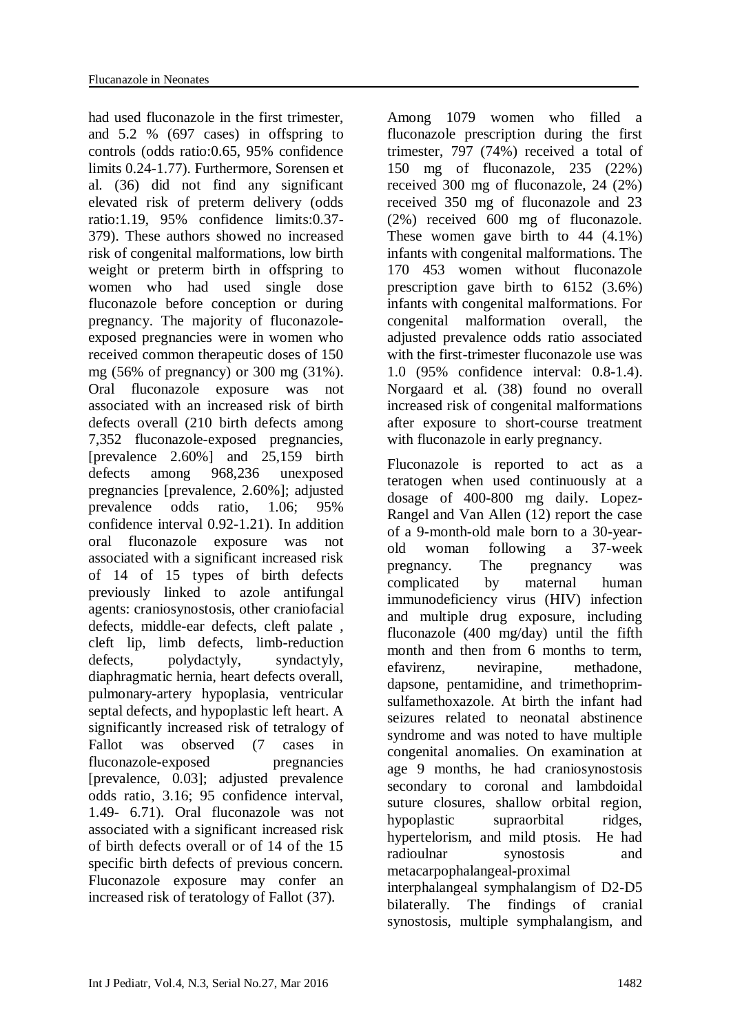had used fluconazole in the first trimester, and 5.2 % (697 cases) in offspring to controls (odds ratio:0.65, 95% confidence limits 0.24-1.77). Furthermore, Sorensen et al. (36) did not find any significant elevated risk of preterm delivery (odds ratio:1.19, 95% confidence limits:0.37-379). These authors showed no increased risk of congenital malformations, low birth weight or preterm birth in offspring to women who had used single dose fluconazole before conception or during pregnancy. The majority of fluconazole-exposed pregnancies were in women who received common therapeutic doses of 150 mg (56% of pregnancy) or 300 mg (31%). Oral fluconazole exposure was not associated with an increased risk of birth defects overall (210 birth defects among 7,352 fluconazole-exposed pregnancies, [prevalence 2.60%] and 25,159 birth defects among 968,236 unexposed pregnancies [prevalence, 2.60%]; adjusted prevalence odds ratio, 1.06; 95% confidence interval 0.92-1.21). In addition oral fluconazole exposure was not associated with a significant increased risk of 14 of 15 types of birth defects previously linked to azole antifungal agents: craniosynostosis, other craniofacial defects, middle-ear defects, cleft palate , cleft lip, limb defects, limb-reduction defects, polydactyly, syndactyly, diaphragmatic hernia, heart defects overall, pulmonary-artery hypoplasia, ventricular septal defects, and hypoplastic left heart. A significantly increased risk of tetralogy of Fallot was observed (7 cases in fluconazole-exposed pregnancies [prevalence, 0.03]; adjusted prevalence odds ratio, 3.16; 95 confidence interval, 1.49- 6.71). Oral fluconazole was not associated with a significant increased risk of birth defects overall or of 14 of the 15 specific birth defects of previous concern. Fluconazole exposure may confer an increased risk of teratology of Fallot (37).

Among 1079 women who filled a fluconazole prescription during the first trimester, 797 (74%) received a total of 150 mg of fluconazole, 235 (22%) received 300 mg of fluconazole, 24 (2%) received 350 mg of fluconazole and 23 (2%) received 600 mg of fluconazole. These women gave birth to 44 (4.1%) infants with congenital malformations. The 170 453 women without fluconazole prescription gave birth to 6152 (3.6%) infants with congenital malformations. For congenital malformation overall, the adjusted prevalence odds ratio associated with the first-trimester fluconazole use was 1.0 (95% confidence interval: 0.8-1.4). Norgaard et al. (38) found no overall increased risk of congenital malformations after exposure to short-course treatment with fluconazole in early pregnancy.

Fluconazole is reported to act as a teratogen when used continuously at a dosage of 400-800 mg daily. Lopez-Rangel and Van Allen (12) report the case of a 9-month-old male born to a 30-year-old woman following a 37-week pregnancy. The pregnancy was complicated by maternal human immunodeficiency virus (HIV) infection and multiple drug exposure, including fluconazole (400 mg/day) until the fifth month and then from 6 months to term, efavirenz, nevirapine, methadone, dapsone, pentamidine, and trimethoprim-sulfamethoxazole. At birth the infant had seizures related to neonatal abstinence syndrome and was noted to have multiple congenital anomalies. On examination at age 9 months, he had craniosynostosis secondary to coronal and lambdoidal suture closures, shallow orbital region, hypoplastic supraorbital ridges, hypertelorism, and mild ptosis. He had radioulnar synostosis and metacarpophalangeal-proximal interphalangeal symphalangism of D2-D5 bilaterally. The findings of cranial synostosis, multiple symphalangism, and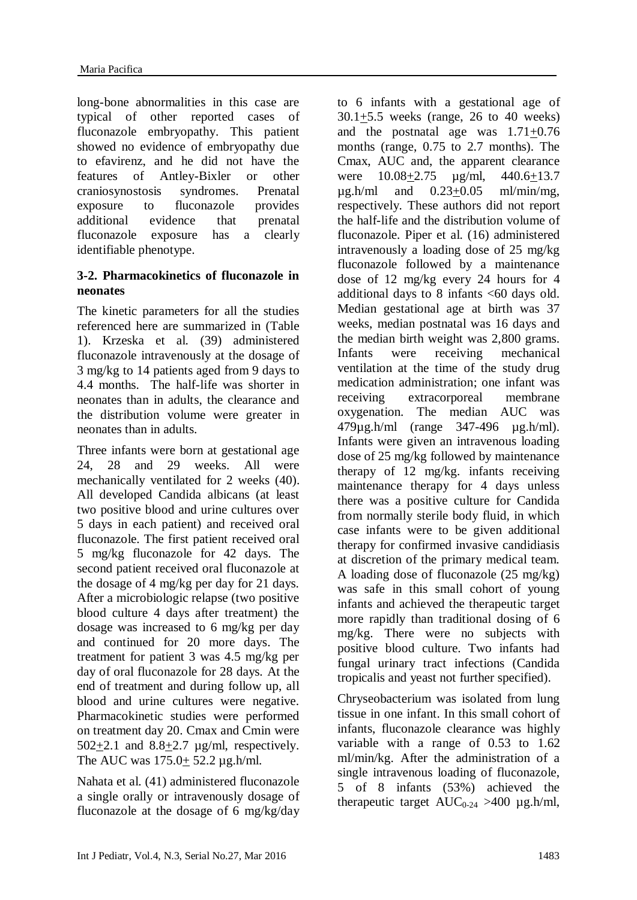long-bone abnormalities in this case are typical of other reported cases of fluconazole embryopathy. This patient showed no evidence of embryopathy due to efavirenz, and he did not have the features of Antley-Bixler or other craniosynostosis syndromes. Prenatal exposure to fluconazole provides additional evidence that prenatal fluconazole exposure has a clearly identifiable phenotype.

### 3-2. Pharmacokinetics of fluconazole in neonates

The kinetic parameters for all the studies referenced here are summarized in (Table 1). Krzeska et al. (39) administered fluconazole intravenously at the dosage of 3 mg/kg to 14 patients aged from 9 days to 4.4 months. The half-life was shorter in neonates than in adults, the clearance and the distribution volume were greater in neonates than in adults.

Three infants were born at gestational age 24, 28 and 29 weeks. All were mechanically ventilated for 2 weeks (40). All developed Candida albicans (at least two positive blood and urine cultures over 5 days in each patient) and received oral fluconazole. The first patient received oral 5 mg/kg fluconazole for 42 days. The second patient received oral fluconazole at the dosage of 4 mg/kg per day for 21 days. After a microbiologic relapse (two positive blood culture 4 days after treatment) the dosage was increased to 6 mg/kg per day and continued for 20 more days. The treatment for patient 3 was 4.5 mg/kg per day of oral fluconazole for 28 days. At the end of treatment and during follow up, all blood and urine cultures were negative. Pharmacokinetic studies were performed on treatment day 20. Cmax and Cmin were 502±2.1 and 8.8±2.7 µg/ml, respectively. The AUC was 175.0± 52.2 µg.h/ml.

Nahata et al. (41) administered fluconazole a single orally or intravenously dosage of fluconazole at the dosage of 6 mg/kg/day to 6 infants with a gestational age of 30.1±5.5 weeks (range, 26 to 40 weeks) and the postnatal age was 1.71±0.76 months (range, 0.75 to 2.7 months). The Cmax, AUC and, the apparent clearance were 10.08±2.75 µg/ml, 440.6±13.7 µg.h/ml and 0.23±0.05 ml/min/mg, respectively. These authors did not report the half-life and the distribution volume of fluconazole. Piper et al. (16) administered intravenously a loading dose of 25 mg/kg fluconazole followed by a maintenance dose of 12 mg/kg every 24 hours for 4 additional days to 8 infants <60 days old. Median gestational age at birth was 37 weeks, median postnatal was 16 days and the median birth weight was 2,800 grams. Infants were receiving mechanical ventilation at the time of the study drug medication administration; one infant was receiving extracorporeal membrane oxygenation. The median AUC was 479µg.h/ml (range 347-496 µg.h/ml). Infants were given an intravenous loading dose of 25 mg/kg followed by maintenance therapy of 12 mg/kg. infants receiving maintenance therapy for 4 days unless there was a positive culture for Candida from normally sterile body fluid, in which case infants were to be given additional therapy for confirmed invasive candidiasis at discretion of the primary medical team. A loading dose of fluconazole (25 mg/kg) was safe in this small cohort of young infants and achieved the therapeutic target more rapidly than traditional dosing of 6 mg/kg. There were no subjects with positive blood culture. Two infants had fungal urinary tract infections (Candida tropicalis and yeast not further specified).

Chryseobacterium was isolated from lung tissue in one infant. In this small cohort of infants, fluconazole clearance was highly variable with a range of 0.53 to 1.62 ml/min/kg. After the administration of a single intravenous loading of fluconazole, 5 of 8 infants (53%) achieved the therapeutic target $AUC_{0\text{-}24}$ >400 µg.h/ml,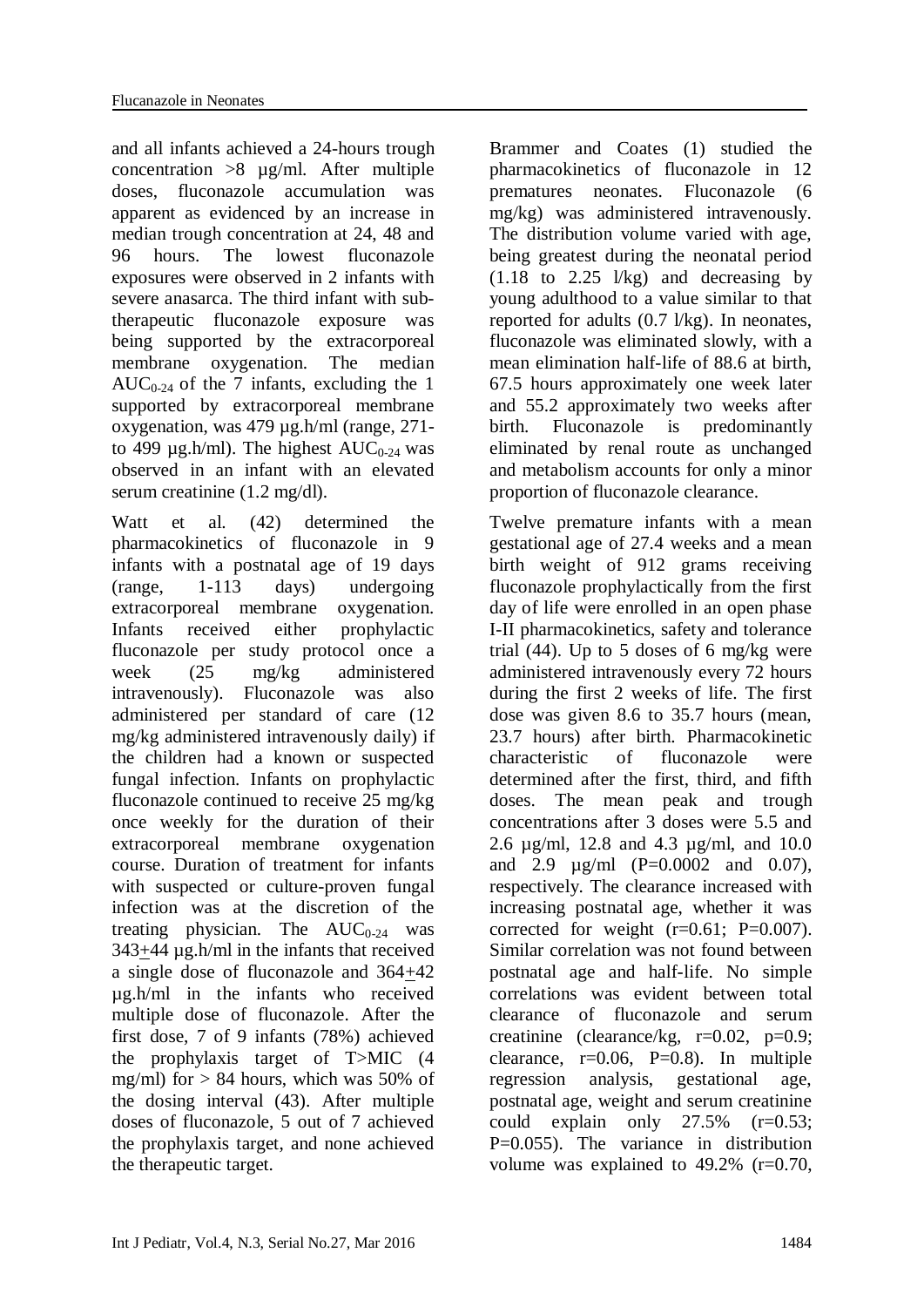and all infants achieved a 24-hours trough concentration >8 µg/ml. After multiple doses, fluconazole accumulation was apparent as evidenced by an increase in median trough concentration at 24, 48 and 96 hours. The lowest fluconazole exposures were observed in 2 infants with severe anasarca. The third infant with sub-therapeutic fluconazole exposure was being supported by the extracorporeal membrane oxygenation. The median $AUC_{0-24}$ of the 7 infants, excluding the 1 supported by extracorporeal membrane oxygenation, was 479 µg.h/ml (range, 271- to 499 µg.h/ml). The highest $AUC_{0-24}$ was observed in an infant with an elevated serum creatinine (1.2 mg/dl).

Watt et al. (42) determined the pharmacokinetics of fluconazole in 9 infants with a postnatal age of 19 days (range, 1-113 days) undergoing extracorporeal membrane oxygenation. Infants received either prophylactic fluconazole per study protocol once a week (25 mg/kg administered intravenously). Fluconazole was also administered per standard of care (12 mg/kg administered intravenously daily) if the children had a known or suspected fungal infection. Infants on prophylactic fluconazole continued to receive 25 mg/kg once weekly for the duration of their extracorporeal membrane oxygenation course. Duration of treatment for infants with suspected or culture-proven fungal infection was at the discretion of the treating physician. The $AUC_{0-24}$ was 343±44 µg.h/ml in the infants that received a single dose of fluconazole and 364±42 µg.h/ml in the infants who received multiple dose of fluconazole. After the first dose, 7 of 9 infants (78%) achieved the prophylaxis target of T>MIC (4 mg/ml) for > 84 hours, which was 50% of the dosing interval (43). After multiple doses of fluconazole, 5 out of 7 achieved the prophylaxis target, and none achieved the therapeutic target.

Brammer and Coates (1) studied the pharmacokinetics of fluconazole in 12 prematures neonates. Fluconazole (6 mg/kg) was administered intravenously. The distribution volume varied with age, being greatest during the neonatal period (1.18 to 2.25 l/kg) and decreasing by young adulthood to a value similar to that reported for adults (0.7 l/kg). In neonates, fluconazole was eliminated slowly, with a mean elimination half-life of 88.6 at birth, 67.5 hours approximately one week later and 55.2 approximately two weeks after birth. Fluconazole is predominantly eliminated by renal route as unchanged and metabolism accounts for only a minor proportion of fluconazole clearance.

Twelve premature infants with a mean gestational age of 27.4 weeks and a mean birth weight of 912 grams receiving fluconazole prophylactically from the first day of life were enrolled in an open phase I-II pharmacokinetics, safety and tolerance trial (44). Up to 5 doses of 6 mg/kg were administered intravenously every 72 hours during the first 2 weeks of life. The first dose was given 8.6 to 35.7 hours (mean, 23.7 hours) after birth. Pharmacokinetic characteristic of fluconazole were determined after the first, third, and fifth doses. The mean peak and trough concentrations after 3 doses were 5.5 and 2.6 µg/ml, 12.8 and 4.3 µg/ml, and 10.0 and 2.9 µg/ml (P=0.0002 and 0.07), respectively. The clearance increased with increasing postnatal age, whether it was corrected for weight (r=0.61; P=0.007). Similar correlation was not found between postnatal age and half-life. No simple correlations was evident between total clearance of fluconazole and serum creatinine (clearance/kg, r=0.02, p=0.9; clearance, r=0.06, P=0.8). In multiple regression analysis, gestational age, postnatal age, weight and serum creatinine could explain only 27.5% (r=0.53; P=0.055). The variance in distribution volume was explained to 49.2% (r=0.70,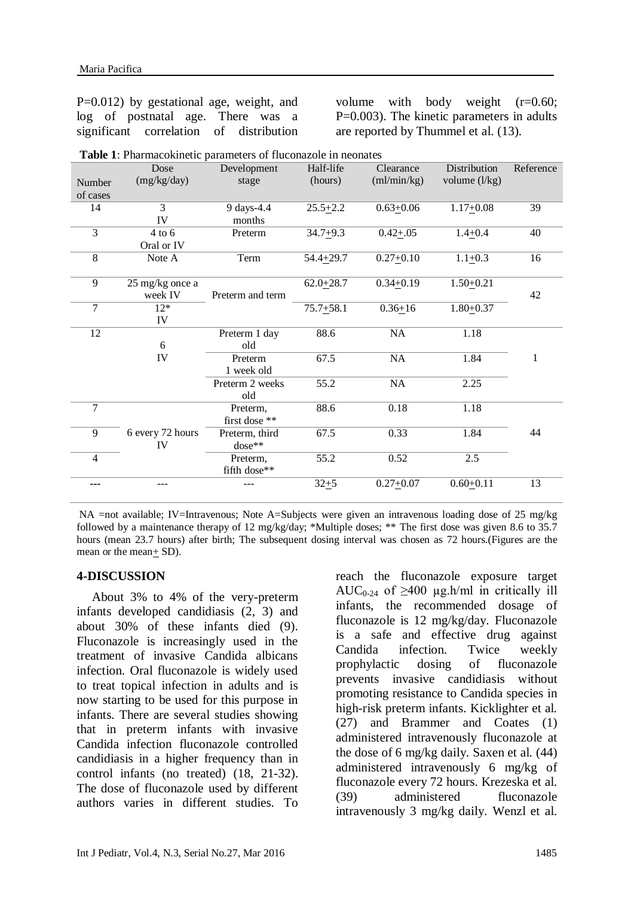P=0.012) by gestational age, weight, and log of postnatal age. There was a significant correlation of distribution volume with body weight (r=0.60; P=0.003). The kinetic parameters in adults are reported by Thummel et al. (13).

**Table 1**: Pharmacokinetic parameters of fluconazole in neonates

| Number of cases | Dose (mg/kg/day) | Development stage | Half-life (hours) | Clearance (ml/min/kg) | Distribution volume (l/kg) | Reference |
|---|---|---|---|---|---|---|
| 14 | 3 IV | 9 days-4.4 months | 25.5+2.2 | 0.63+0.06 | 1.17+0.08 | 39 |
| 3 | 4 to 6 Oral or IV | Preterm | 34.7+9.3 | 0.42+.05 | 1.4+0.4 | 40 |
| 8 | Note A | Term | 54.4+29.7 | 0.27+0.10 | 1.1+0.3 | 16 |
| 9 | 25 mg/kg once a week IV | Preterm and term | 62.0+28.7 | 0.34+0.19 | 1.50+0.21 | 42 |
| 7 | 12* IV | | 75.7+58.1 | 0.36+16 | 1.80+0.37 | |
| 12 | 6 IV | Preterm 1 day old | 88.6 | NA | 1.18 | 1 |
| | | Preterm 1 week old | 67.5 | NA | 1.84 | |
| | | Preterm 2 weeks old | 55.2 | NA | 2.25 | |
| 7 | 6 every 72 hours IV | Preterm, first dose ** | 88.6 | 0.18 | 1.18 | 44 |
| 9 | | Preterm, third dose** | 67.5 | 0.33 | 1.84 | |
| 4 | | Preterm, fifth dose** | 55.2 | 0.52 | 2.5 | |
| --- | --- | --- | 32+5 | 0.27+0.07 | 0.60+0.11 | 13 |

NA =not available; IV=Intravenous; Note A=Subjects were given an intravenous loading dose of 25 mg/kg followed by a maintenance therapy of 12 mg/kg/day; *Multiple doses; ** The first dose was given 8.6 to 35.7 hours (mean 23.7 hours) after birth; The subsequent dosing interval was chosen as 72 hours.(Figures are the mean or the mean+ SD).

## 4-DISCUSSION

About 3% to 4% of the very-preterm infants developed candidiasis (2, 3) and about 30% of these infants died (9). Fluconazole is increasingly used in the treatment of invasive Candida albicans infection. Oral fluconazole is widely used to treat topical infection in adults and is now starting to be used for this purpose in infants. There are several studies showing that in preterm infants with invasive Candida infection fluconazole controlled candidiasis in a higher frequency than in control infants (no treated) (18, 21-32). The dose of fluconazole used by different authors varies in different studies. To reach the fluconazole exposure target $AUC_{0-24}$ of ≥400 µg.h/ml in critically ill infants, the recommended dosage of fluconazole is 12 mg/kg/day. Fluconazole is a safe and effective drug against Candida infection. Twice weekly prophylactic dosing of fluconazole prevents invasive candidiasis without promoting resistance to Candida species in high-risk preterm infants. Kicklighter et al. (27) and Brammer and Coates (1) administered intravenously fluconazole at the dose of 6 mg/kg daily. Saxen et al. (44) administered intravenously 6 mg/kg of fluconazole every 72 hours. Krezeska et al. (39) administered fluconazole intravenously 3 mg/kg daily. Wenzl et al.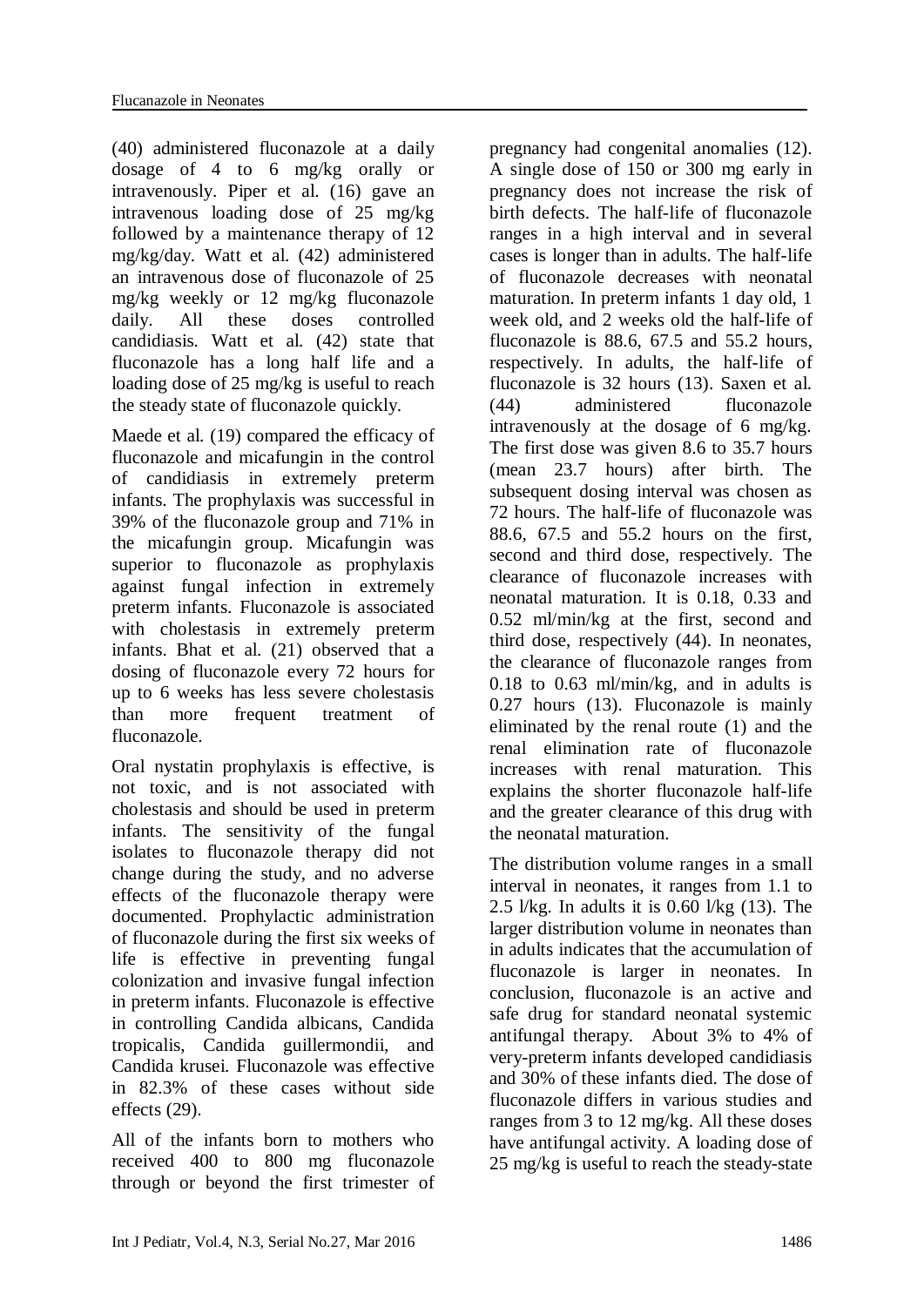(40) administered fluconazole at a daily dosage of 4 to 6 mg/kg orally or intravenously. Piper et al. (16) gave an intravenous loading dose of 25 mg/kg followed by a maintenance therapy of 12 mg/kg/day. Watt et al. (42) administered an intravenous dose of fluconazole of 25 mg/kg weekly or 12 mg/kg fluconazole daily. All these doses controlled candidiasis. Watt et al. (42) state that fluconazole has a long half life and a loading dose of 25 mg/kg is useful to reach the steady state of fluconazole quickly.

Maede et al. (19) compared the efficacy of fluconazole and micafungin in the control of candidiasis in extremely preterm infants. The prophylaxis was successful in 39% of the fluconazole group and 71% in the micafungin group. Micafungin was superior to fluconazole as prophylaxis against fungal infection in extremely preterm infants. Fluconazole is associated with cholestasis in extremely preterm infants. Bhat et al. (21) observed that a dosing of fluconazole every 72 hours for up to 6 weeks has less severe cholestasis than more frequent treatment of fluconazole.

Oral nystatin prophylaxis is effective, is not toxic, and is not associated with cholestasis and should be used in preterm infants. The sensitivity of the fungal isolates to fluconazole therapy did not change during the study, and no adverse effects of the fluconazole therapy were documented. Prophylactic administration of fluconazole during the first six weeks of life is effective in preventing fungal colonization and invasive fungal infection in preterm infants. Fluconazole is effective in controlling Candida albicans, Candida tropicalis, Candida guillermondii, and Candida krusei. Fluconazole was effective in 82.3% of these cases without side effects (29).

All of the infants born to mothers who received 400 to 800 mg fluconazole through or beyond the first trimester of pregnancy had congenital anomalies (12). A single dose of 150 or 300 mg early in pregnancy does not increase the risk of birth defects. The half-life of fluconazole ranges in a high interval and in several cases is longer than in adults. The half-life of fluconazole decreases with neonatal maturation. In preterm infants 1 day old, 1 week old, and 2 weeks old the half-life of fluconazole is 88.6, 67.5 and 55.2 hours, respectively. In adults, the half-life of fluconazole is 32 hours (13). Saxen et al. (44) administered fluconazole intravenously at the dosage of 6 mg/kg. The first dose was given 8.6 to 35.7 hours (mean 23.7 hours) after birth. The subsequent dosing interval was chosen as 72 hours. The half-life of fluconazole was 88.6, 67.5 and 55.2 hours on the first, second and third dose, respectively. The clearance of fluconazole increases with neonatal maturation. It is 0.18, 0.33 and 0.52 ml/min/kg at the first, second and third dose, respectively (44). In neonates, the clearance of fluconazole ranges from 0.18 to 0.63 ml/min/kg, and in adults is 0.27 hours (13). Fluconazole is mainly eliminated by the renal route (1) and the renal elimination rate of fluconazole increases with renal maturation. This explains the shorter fluconazole half-life and the greater clearance of this drug with the neonatal maturation.

The distribution volume ranges in a small interval in neonates, it ranges from 1.1 to 2.5 l/kg. In adults it is 0.60 l/kg (13). The larger distribution volume in neonates than in adults indicates that the accumulation of fluconazole is larger in neonates. In conclusion, fluconazole is an active and safe drug for standard neonatal systemic antifungal therapy. About 3% to 4% of very-preterm infants developed candidiasis and 30% of these infants died. The dose of fluconazole differs in various studies and ranges from 3 to 12 mg/kg. All these doses have antifungal activity. A loading dose of 25 mg/kg is useful to reach the steady-state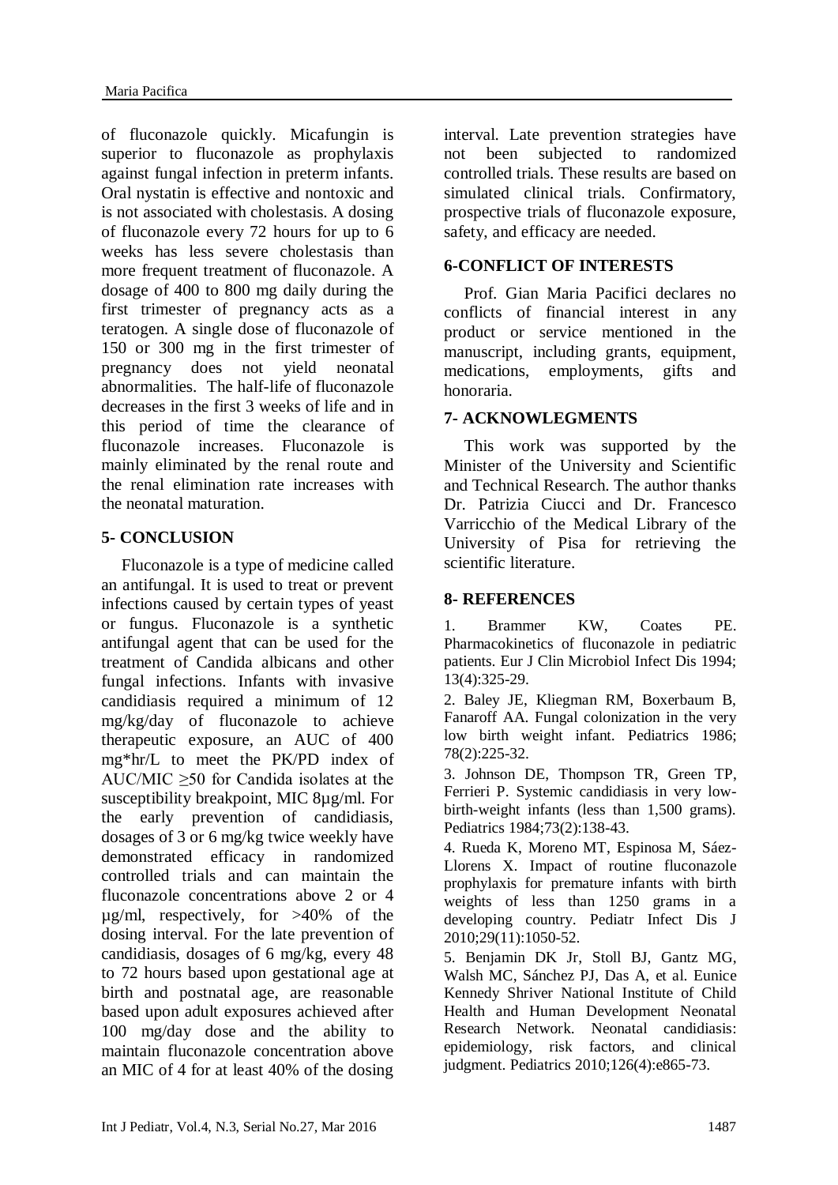of fluconazole quickly. Micafungin is superior to fluconazole as prophylaxis against fungal infection in preterm infants. Oral nystatin is effective and nontoxic and is not associated with cholestasis. A dosing of fluconazole every 72 hours for up to 6 weeks has less severe cholestasis than more frequent treatment of fluconazole. A dosage of 400 to 800 mg daily during the first trimester of pregnancy acts as a teratogen. A single dose of fluconazole of 150 or 300 mg in the first trimester of pregnancy does not yield neonatal abnormalities. The half-life of fluconazole decreases in the first 3 weeks of life and in this period of time the clearance of fluconazole increases. Fluconazole is mainly eliminated by the renal route and the renal elimination rate increases with the neonatal maturation.

## 5- CONCLUSION

Fluconazole is a type of medicine called an antifungal. It is used to treat or prevent infections caused by certain types of yeast or fungus. Fluconazole is a synthetic antifungal agent that can be used for the treatment of Candida albicans and other fungal infections. Infants with invasive candidiasis required a minimum of 12 mg/kg/day of fluconazole to achieve therapeutic exposure, an AUC of 400 mg*hr/L to meet the PK/PD index of AUC/MIC $\geq$50 for Candida isolates at the susceptibility breakpoint, MIC 8µg/ml. For the early prevention of candidiasis, dosages of 3 or 6 mg/kg twice weekly have demonstrated efficacy in randomized controlled trials and can maintain the fluconazole concentrations above 2 or 4 µg/ml, respectively, for >40% of the dosing interval. For the late prevention of candidiasis, dosages of 6 mg/kg, every 48 to 72 hours based upon gestational age at birth and postnatal age, are reasonable based upon adult exposures achieved after 100 mg/day dose and the ability to maintain fluconazole concentration above an MIC of 4 for at least 40% of the dosing interval. Late prevention strategies have not been subjected to randomized controlled trials. These results are based on simulated clinical trials. Confirmatory, prospective trials of fluconazole exposure, safety, and efficacy are needed.

## 6-CONFLICT OF INTERESTS

Prof. Gian Maria Pacifici declares no conflicts of financial interest in any product or service mentioned in the manuscript, including grants, equipment, medications, employments, gifts and honoraria.

## 7- ACKNOWLEGMENTS

This work was supported by the Minister of the University and Scientific and Technical Research. The author thanks Dr. Patrizia Ciucci and Dr. Francesco Varricchio of the Medical Library of the University of Pisa for retrieving the scientific literature.

## 8- REFERENCES

1. Brammer KW, Coates PE. Pharmacokinetics of fluconazole in pediatric patients. Eur J Clin Microbiol Infect Dis 1994; 13(4):325-29.

2. Baley JE, Kliegman RM, Boxerbaum B, Fanaroff AA. Fungal colonization in the very low birth weight infant. Pediatrics 1986; 78(2):225-32.

3. Johnson DE, Thompson TR, Green TP, Ferrieri P. Systemic candidiasis in very low-birth-weight infants (less than 1,500 grams). Pediatrics 1984;73(2):138-43.

4. Rueda K, Moreno MT, Espinosa M, Sáez-Llorens X. Impact of routine fluconazole prophylaxis for premature infants with birth weights of less than 1250 grams in a developing country. Pediatr Infect Dis J 2010;29(11):1050-52.

5. Benjamin DK Jr, Stoll BJ, Gantz MG, Walsh MC, Sánchez PJ, Das A, et al. Eunice Kennedy Shriver National Institute of Child Health and Human Development Neonatal Research Network. Neonatal candidiasis: epidemiology, risk factors, and clinical judgment. Pediatrics 2010;126(4):e865-73.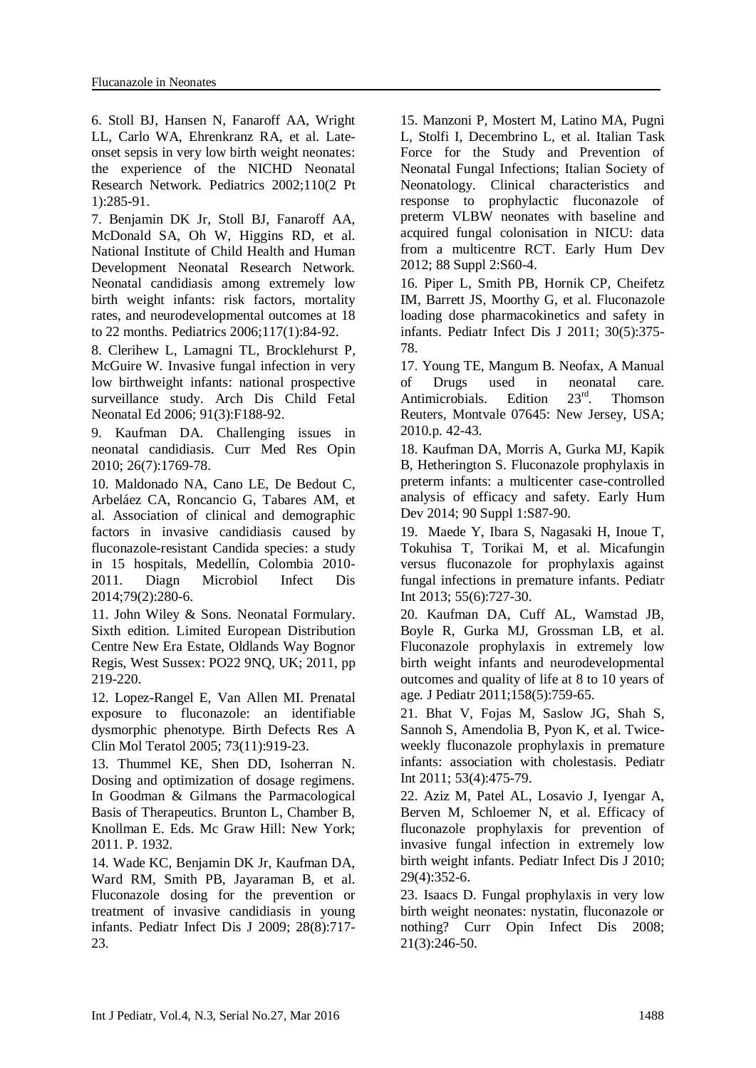6. Stoll BJ, Hansen N, Fanaroff AA, Wright LL, Carlo WA, Ehrenkranz RA, et al. Late-onset sepsis in very low birth weight neonates: the experience of the NICHD Neonatal Research Network. Pediatrics 2002;110(2 Pt 1):285-91.

7. Benjamin DK Jr, Stoll BJ, Fanaroff AA, McDonald SA, Oh W, Higgins RD, et al. National Institute of Child Health and Human Development Neonatal Research Network. Neonatal candidiasis among extremely low birth weight infants: risk factors, mortality rates, and neurodevelopmental outcomes at 18 to 22 months. Pediatrics 2006;117(1):84-92.

8. Clerihew L, Lamagni TL, Brocklehurst P, McGuire W. Invasive fungal infection in very low birthweight infants: national prospective surveillance study. Arch Dis Child Fetal Neonatal Ed 2006; 91(3):F188-92.

9. Kaufman DA. Challenging issues in neonatal candidiasis. Curr Med Res Opin 2010; 26(7):1769-78.

10. Maldonado NA, Cano LE, De Bedout C, Arbeláez CA, Roncancio G, Tabares AM, et al. Association of clinical and demographic factors in invasive candidiasis caused by fluconazole-resistant Candida species: a study in 15 hospitals, Medellín, Colombia 2010-2011. Diagn Microbiol Infect Dis 2014;79(2):280-6.

11. John Wiley & Sons. Neonatal Formulary. Sixth edition. Limited European Distribution Centre New Era Estate, Oldlands Way Bognor Regis, West Sussex: PO22 9NQ, UK; 2011, pp 219-220.

12. Lopez-Rangel E, Van Allen MI. Prenatal exposure to fluconazole: an identifiable dysmorphic phenotype. Birth Defects Res A Clin Mol Teratol 2005; 73(11):919-23.

13. Thummel KE, Shen DD, Isoherran N. Dosing and optimization of dosage regimens. In Goodman & Gilmans the Parmacological Basis of Therapeutics. Brunton L, Chamber B, Knollman E. Eds. Mc Graw Hill: New York; 2011. P. 1932.

14. Wade KC, Benjamin DK Jr, Kaufman DA, Ward RM, Smith PB, Jayaraman B, et al. Fluconazole dosing for the prevention or treatment of invasive candidiasis in young infants. Pediatr Infect Dis J 2009; 28(8):717-23.

15. Manzoni P, Mostert M, Latino MA, Pugni L, Stolfi I, Decembrino L, et al. Italian Task Force for the Study and Prevention of Neonatal Fungal Infections; Italian Society of Neonatology. Clinical characteristics and response to prophylactic fluconazole of preterm VLBW neonates with baseline and acquired fungal colonisation in NICU: data from a multicentre RCT. Early Hum Dev 2012; 88 Suppl 2:S60-4.

16. Piper L, Smith PB, Hornik CP, Cheifetz IM, Barrett JS, Moorthy G, et al. Fluconazole loading dose pharmacokinetics and safety in infants. Pediatr Infect Dis J 2011; 30(5):375-78.

17. Young TE, Mangum B. Neofax, A Manual of Drugs used in neonatal care. Antimicrobials. Edition 23rd. Thomson Reuters, Montvale 07645: New Jersey, USA; 2010.p. 42-43.

18. Kaufman DA, Morris A, Gurka MJ, Kapik B, Hetherington S. Fluconazole prophylaxis in preterm infants: a multicenter case-controlled analysis of efficacy and safety. Early Hum Dev 2014; 90 Suppl 1:S87-90.

19. Maede Y, Ibara S, Nagasaki H, Inoue T, Tokuhisa T, Torikai M, et al. Micafungin versus fluconazole for prophylaxis against fungal infections in premature infants. Pediatr Int 2013; 55(6):727-30.

20. Kaufman DA, Cuff AL, Wamstad JB, Boyle R, Gurka MJ, Grossman LB, et al. Fluconazole prophylaxis in extremely low birth weight infants and neurodevelopmental outcomes and quality of life at 8 to 10 years of age. J Pediatr 2011;158(5):759-65.

21. Bhat V, Fojas M, Saslow JG, Shah S, Sannoh S, Amendolia B, Pyon K, et al. Twice-weekly fluconazole prophylaxis in premature infants: association with cholestasis. Pediatr Int 2011; 53(4):475-79.

22. Aziz M, Patel AL, Losavio J, Iyengar A, Berven M, Schloemer N, et al. Efficacy of fluconazole prophylaxis for prevention of invasive fungal infection in extremely low birth weight infants. Pediatr Infect Dis J 2010; 29(4):352-6.

23. Isaacs D. Fungal prophylaxis in very low birth weight neonates: nystatin, fluconazole or nothing? Curr Opin Infect Dis 2008; 21(3):246-50.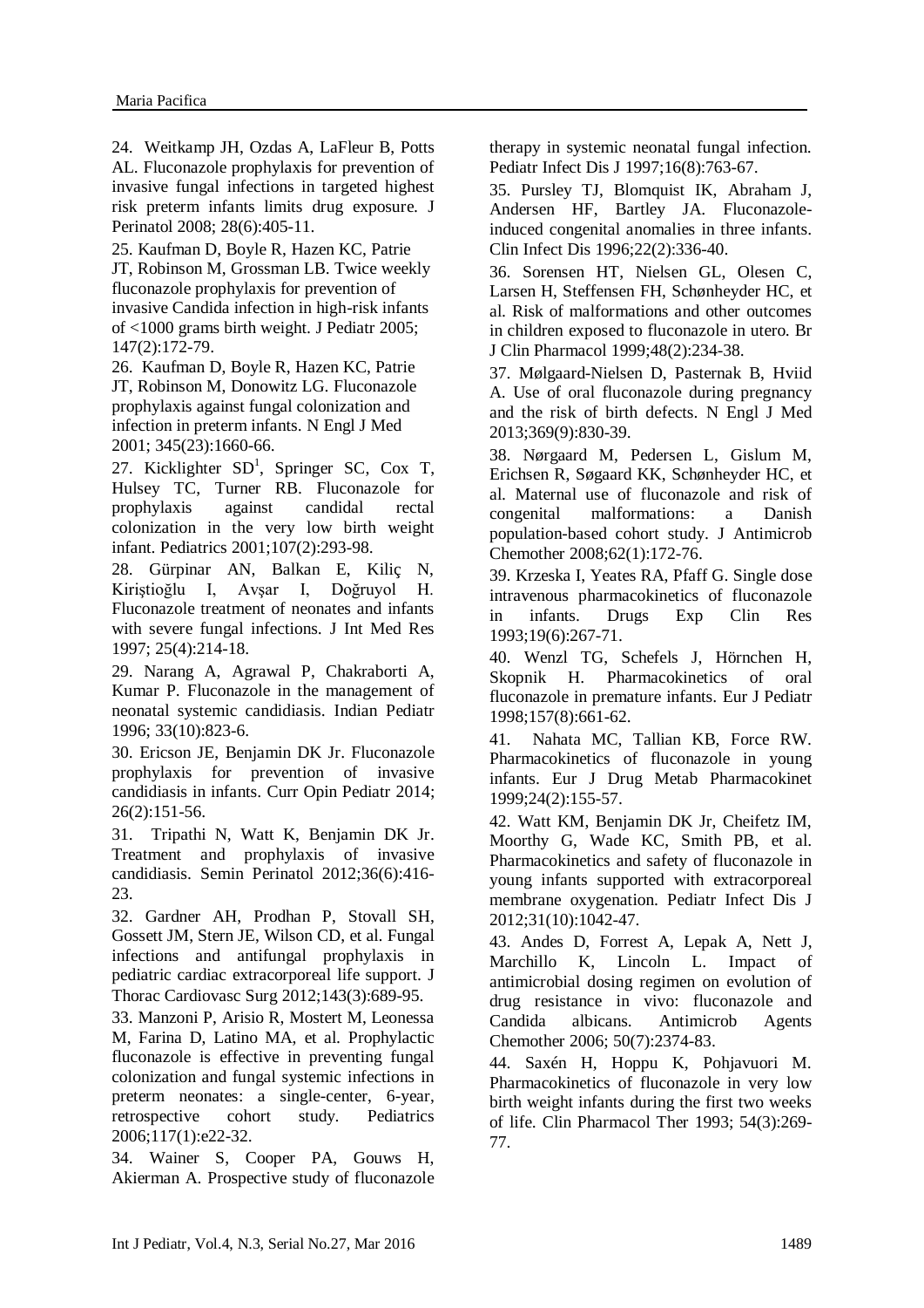24. Weitkamp JH, Ozdas A, LaFleur B, Potts AL. Fluconazole prophylaxis for prevention of invasive fungal infections in targeted highest risk preterm infants limits drug exposure. J Perinatol 2008; 28(6):405-11.

25. Kaufman D, Boyle R, Hazen KC, Patrie JT, Robinson M, Grossman LB. Twice weekly fluconazole prophylaxis for prevention of invasive Candida infection in high-risk infants of <1000 grams birth weight. J Pediatr 2005; 147(2):172-79.

26. Kaufman D, Boyle R, Hazen KC, Patrie JT, Robinson M, Donowitz LG. Fluconazole prophylaxis against fungal colonization and infection in preterm infants. N Engl J Med 2001; 345(23):1660-66.

27. Kicklighter SD[1], Springer SC, Cox T, Hulsey TC, Turner RB. Fluconazole for prophylaxis against candidal rectal colonization in the very low birth weight infant. Pediatrics 2001;107(2):293-98.

28. Gürpinar AN, Balkan E, Kiliç N, Kiriştioğlu I, Avşar I, Doğruyol H. Fluconazole treatment of neonates and infants with severe fungal infections. J Int Med Res 1997; 25(4):214-18.

29. Narang A, Agrawal P, Chakraborti A, Kumar P. Fluconazole in the management of neonatal systemic candidiasis. Indian Pediatr 1996; 33(10):823-6.

30. Ericson JE, Benjamin DK Jr. Fluconazole prophylaxis for prevention of invasive candidiasis in infants. Curr Opin Pediatr 2014; 26(2):151-56.

31. Tripathi N, Watt K, Benjamin DK Jr. Treatment and prophylaxis of invasive candidiasis. Semin Perinatol 2012;36(6):416-23.

32. Gardner AH, Prodhan P, Stovall SH, Gossett JM, Stern JE, Wilson CD, et al. Fungal infections and antifungal prophylaxis in pediatric cardiac extracorporeal life support. J Thorac Cardiovasc Surg 2012;143(3):689-95.

33. Manzoni P, Arisio R, Mostert M, Leonessa M, Farina D, Latino MA, et al. Prophylactic fluconazole is effective in preventing fungal colonization and fungal systemic infections in preterm neonates: a single-center, 6-year, retrospective cohort study. Pediatrics 2006;117(1):e22-32.

34. Wainer S, Cooper PA, Gouws H, Akierman A. Prospective study of fluconazole therapy in systemic neonatal fungal infection. Pediatr Infect Dis J 1997;16(8):763-67.

35. Pursley TJ, Blomquist IK, Abraham J, Andersen HF, Bartley JA. Fluconazole-induced congenital anomalies in three infants. Clin Infect Dis 1996;22(2):336-40.

36. Sorensen HT, Nielsen GL, Olesen C, Larsen H, Steffensen FH, Schønheyder HC, et al. Risk of malformations and other outcomes in children exposed to fluconazole in utero. Br J Clin Pharmacol 1999;48(2):234-38.

37. Mølgaard-Nielsen D, Pasternak B, Hviid A. Use of oral fluconazole during pregnancy and the risk of birth defects. N Engl J Med 2013;369(9):830-39.

38. Nørgaard M, Pedersen L, Gislum M, Erichsen R, Søgaard KK, Schønheyder HC, et al. Maternal use of fluconazole and risk of congenital malformations: a Danish population-based cohort study. J Antimicrob Chemother 2008;62(1):172-76.

39. Krzeska I, Yeates RA, Pfaff G. Single dose intravenous pharmacokinetics of fluconazole in infants. Drugs Exp Clin Res 1993;19(6):267-71.

40. Wenzl TG, Schefels J, Hörnchen H, Skopnik H. Pharmacokinetics of oral fluconazole in premature infants. Eur J Pediatr 1998;157(8):661-62.

41. Nahata MC, Tallian KB, Force RW. Pharmacokinetics of fluconazole in young infants. Eur J Drug Metab Pharmacokinet 1999;24(2):155-57.

42. Watt KM, Benjamin DK Jr, Cheifetz IM, Moorthy G, Wade KC, Smith PB, et al. Pharmacokinetics and safety of fluconazole in young infants supported with extracorporeal membrane oxygenation. Pediatr Infect Dis J 2012;31(10):1042-47.

43. Andes D, Forrest A, Lepak A, Nett J, Marchillo K, Lincoln L. Impact of antimicrobial dosing regimen on evolution of drug resistance in vivo: fluconazole and Candida albicans. Antimicrob Agents Chemother 2006; 50(7):2374-83.

44. Saxén H, Hoppu K, Pohjavuori M. Pharmacokinetics of fluconazole in very low birth weight infants during the first two weeks of life. Clin Pharmacol Ther 1993; 54(3):269-77.